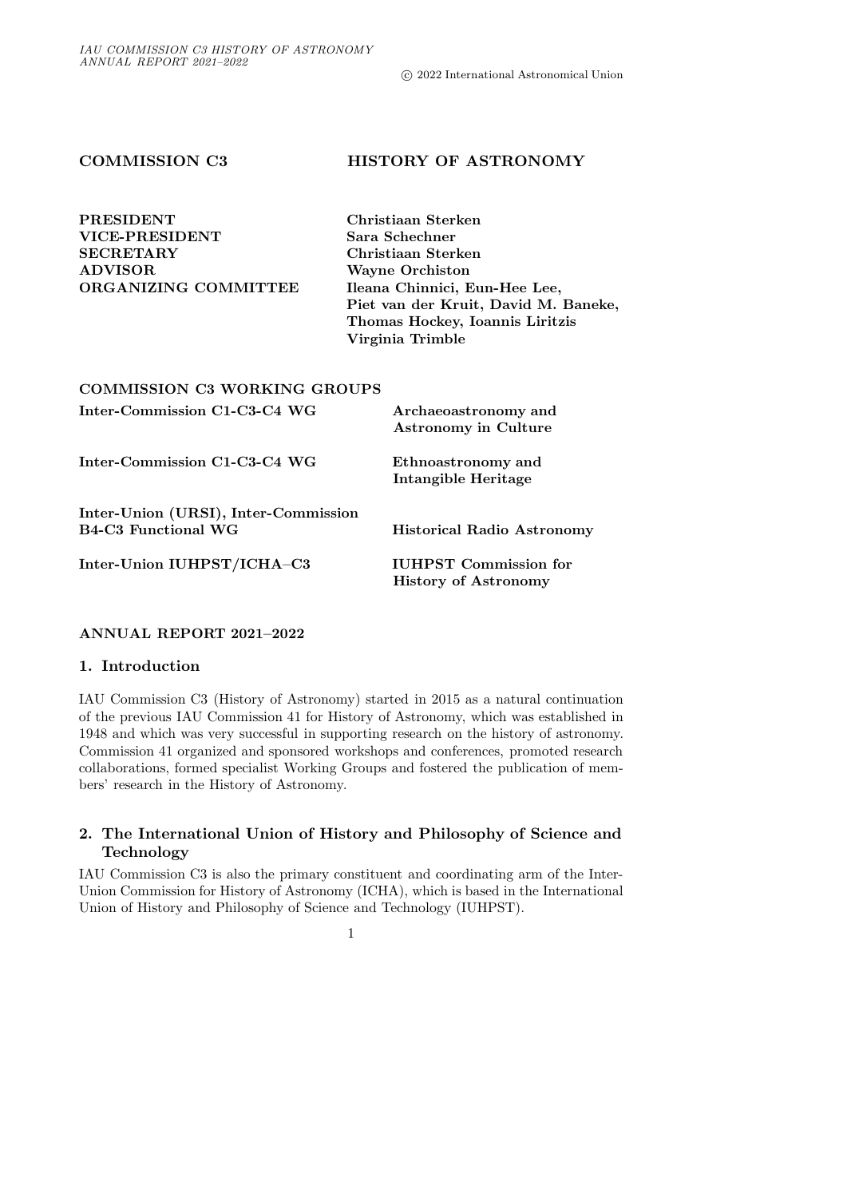# COMMISSION C3 — HISTORY OF ASTRONOMY

| | |
|---|---|
| **PRESIDENT** | **Christiaan Sterken** |
| **VICE-PRESIDENT** | **Sara Schechner** |
| **SECRETARY** | **Christiaan Sterken** |
| **ADVISOR** | **Wayne Orchiston** |
| **ORGANIZING COMMITTEE** | **Ileana Chinnici, Eun-Hee Lee, Piet van der Kruit, David M. Baneke, Thomas Hockey, Ioannis Liritzis Virginia Trimble** |

## COMMISSION C3 WORKING GROUPS

| | |
|---|---|
| **Inter-Commission C1-C3-C4 WG** | **Archaeoastronomy and Astronomy in Culture** |
| **Inter-Commission C1-C3-C4 WG** | **Ethnoastronomy and Intangible Heritage** |
| **Inter-Union (URSI), Inter-Commission B4-C3 Functional WG** | **Historical Radio Astronomy** |
| **Inter-Union IUHPST/ICHA–C3** | **IUHPST Commission for History of Astronomy** |

## ANNUAL REPORT 2021–2022

### 1. Introduction

IAU Commission C3 (History of Astronomy) started in 2015 as a natural continuation of the previous IAU Commission 41 for History of Astronomy, which was established in 1948 and which was very successful in supporting research on the history of astronomy. Commission 41 organized and sponsored workshops and conferences, promoted research collaborations, formed specialist Working Groups and fostered the publication of members' research in the History of Astronomy.

### 2. The International Union of History and Philosophy of Science and Technology

IAU Commission C3 is also the primary constituent and coordinating arm of the Inter-Union Commission for History of Astronomy (ICHA), which is based in the International Union of History and Philosophy of Science and Technology (IUHPST).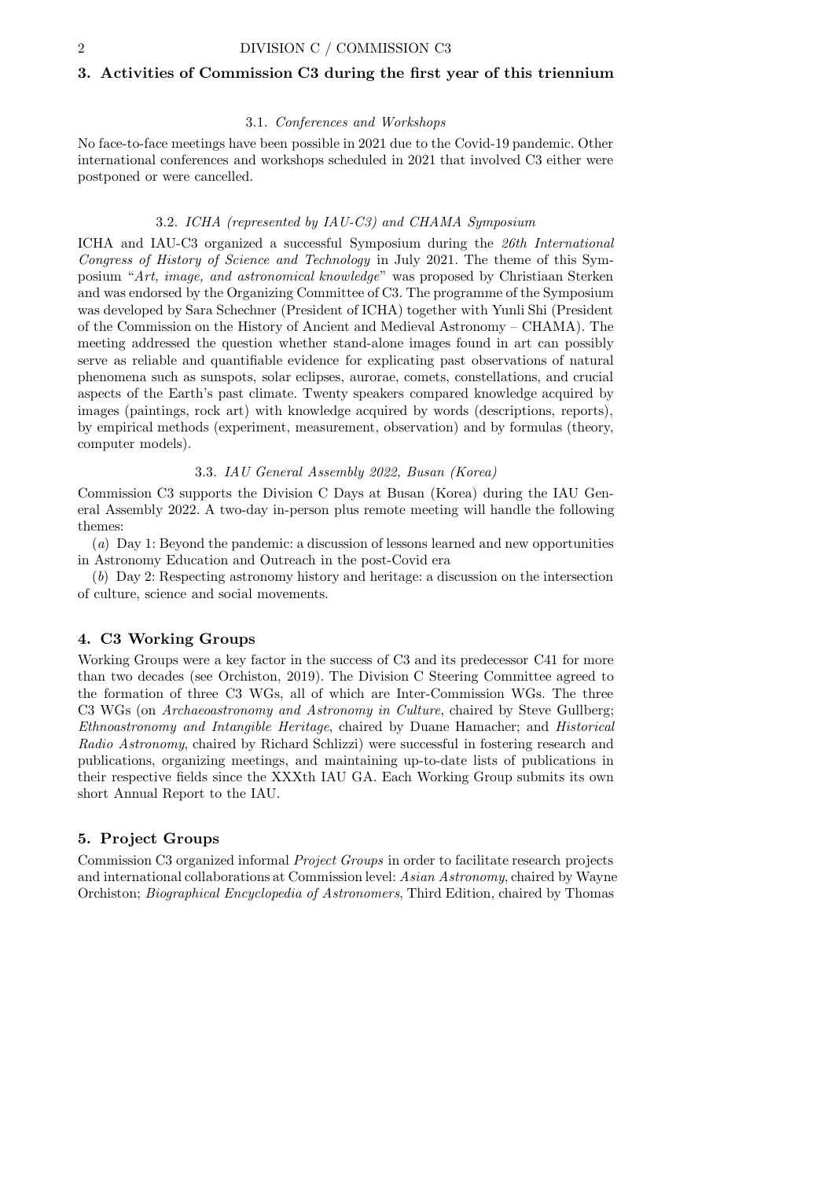## 3. Activities of Commission C3 during the first year of this triennium

### 3.1. *Conferences and Workshops*

No face-to-face meetings have been possible in 2021 due to the Covid-19 pandemic. Other international conferences and workshops scheduled in 2021 that involved C3 either were postponed or were cancelled.

### 3.2. *ICHA (represented by IAU-C3) and CHAMA Symposium*

ICHA and IAU-C3 organized a successful Symposium during the *26th International Congress of History of Science and Technology* in July 2021. The theme of this Symposium "*Art, image, and astronomical knowledge*" was proposed by Christiaan Sterken and was endorsed by the Organizing Committee of C3. The programme of the Symposium was developed by Sara Schechner (President of ICHA) together with Yunli Shi (President of the Commission on the History of Ancient and Medieval Astronomy – CHAMA). The meeting addressed the question whether stand-alone images found in art can possibly serve as reliable and quantifiable evidence for explicating past observations of natural phenomena such as sunspots, solar eclipses, aurorae, comets, constellations, and crucial aspects of the Earth's past climate. Twenty speakers compared knowledge acquired by images (paintings, rock art) with knowledge acquired by words (descriptions, reports), by empirical methods (experiment, measurement, observation) and by formulas (theory, computer models).

### 3.3. *IAU General Assembly 2022, Busan (Korea)*

Commission C3 supports the Division C Days at Busan (Korea) during the IAU General Assembly 2022. A two-day in-person plus remote meeting will handle the following themes:

(*a*) Day 1: Beyond the pandemic: a discussion of lessons learned and new opportunities in Astronomy Education and Outreach in the post-Covid era

(*b*) Day 2: Respecting astronomy history and heritage: a discussion on the intersection of culture, science and social movements.

## 4. C3 Working Groups

Working Groups were a key factor in the success of C3 and its predecessor C41 for more than two decades (see Orchiston, 2019). The Division C Steering Committee agreed to the formation of three C3 WGs, all of which are Inter-Commission WGs. The three C3 WGs (on *Archaeoastronomy and Astronomy in Culture*, chaired by Steve Gullberg; *Ethnoastronomy and Intangible Heritage*, chaired by Duane Hamacher; and *Historical Radio Astronomy*, chaired by Richard Schlizzi) were successful in fostering research and publications, organizing meetings, and maintaining up-to-date lists of publications in their respective fields since the XXXth IAU GA. Each Working Group submits its own short Annual Report to the IAU.

## 5. Project Groups

Commission C3 organized informal *Project Groups* in order to facilitate research projects and international collaborations at Commission level: *Asian Astronomy*, chaired by Wayne Orchiston; *Biographical Encyclopedia of Astronomers*, Third Edition, chaired by Thomas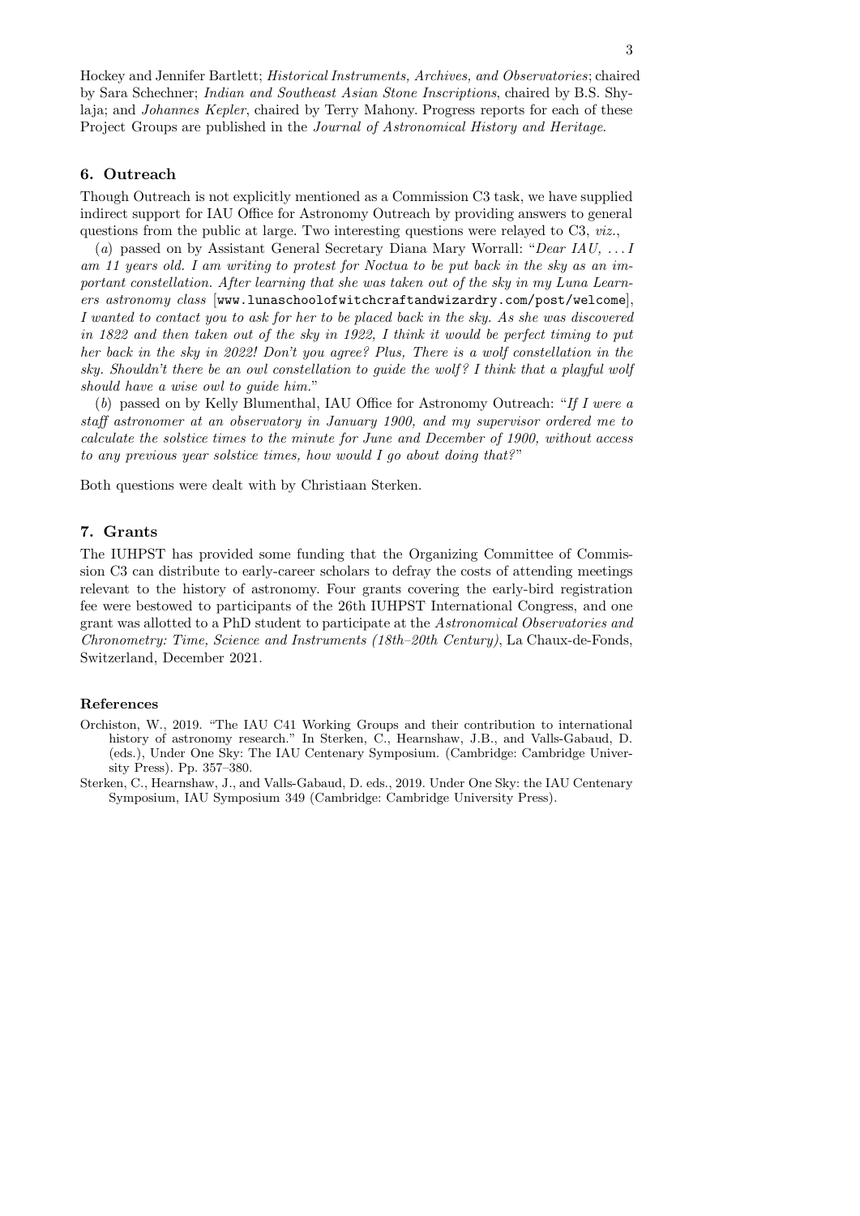Hockey and Jennifer Bartlett; *Historical Instruments, Archives, and Observatories*; chaired by Sara Schechner; *Indian and Southeast Asian Stone Inscriptions*, chaired by B.S. Shylaja; and *Johannes Kepler*, chaired by Terry Mahony. Progress reports for each of these Project Groups are published in the *Journal of Astronomical History and Heritage*.

## 6. Outreach

Though Outreach is not explicitly mentioned as a Commission C3 task, we have supplied indirect support for IAU Office for Astronomy Outreach by providing answers to general questions from the public at large. Two interesting questions were relayed to C3, *viz.*,

(*a*) passed on by Assistant General Secretary Diana Mary Worrall: "*Dear IAU, ... I am 11 years old. I am writing to protest for Noctua to be put back in the sky as an important constellation. After learning that she was taken out of the sky in my Luna Learners astronomy class* [www.lunaschoolofwitchcraftandwizardry.com/post/welcome], *I wanted to contact you to ask for her to be placed back in the sky. As she was discovered in 1822 and then taken out of the sky in 1922, I think it would be perfect timing to put her back in the sky in 2022! Don't you agree? Plus, There is a wolf constellation in the sky. Shouldn't there be an owl constellation to guide the wolf? I think that a playful wolf should have a wise owl to guide him.*"

(*b*) passed on by Kelly Blumenthal, IAU Office for Astronomy Outreach: "*If I were a staff astronomer at an observatory in January 1900, and my supervisor ordered me to calculate the solstice times to the minute for June and December of 1900, without access to any previous year solstice times, how would I go about doing that?*"

Both questions were dealt with by Christiaan Sterken.

## 7. Grants

The IUHPST has provided some funding that the Organizing Committee of Commission C3 can distribute to early-career scholars to defray the costs of attending meetings relevant to the history of astronomy. Four grants covering the early-bird registration fee were bestowed to participants of the 26th IUHPST International Congress, and one grant was allotted to a PhD student to participate at the *Astronomical Observatories and Chronometry: Time, Science and Instruments (18th–20th Century)*, La Chaux-de-Fonds, Switzerland, December 2021.

### References

Orchiston, W., 2019. "The IAU C41 Working Groups and their contribution to international history of astronomy research." In Sterken, C., Hearnshaw, J.B., and Valls-Gabaud, D. (eds.), Under One Sky: The IAU Centenary Symposium. (Cambridge: Cambridge University Press). Pp. 357–380.

Sterken, C., Hearnshaw, J., and Valls-Gabaud, D. eds., 2019. Under One Sky: the IAU Centenary Symposium, IAU Symposium 349 (Cambridge: Cambridge University Press).